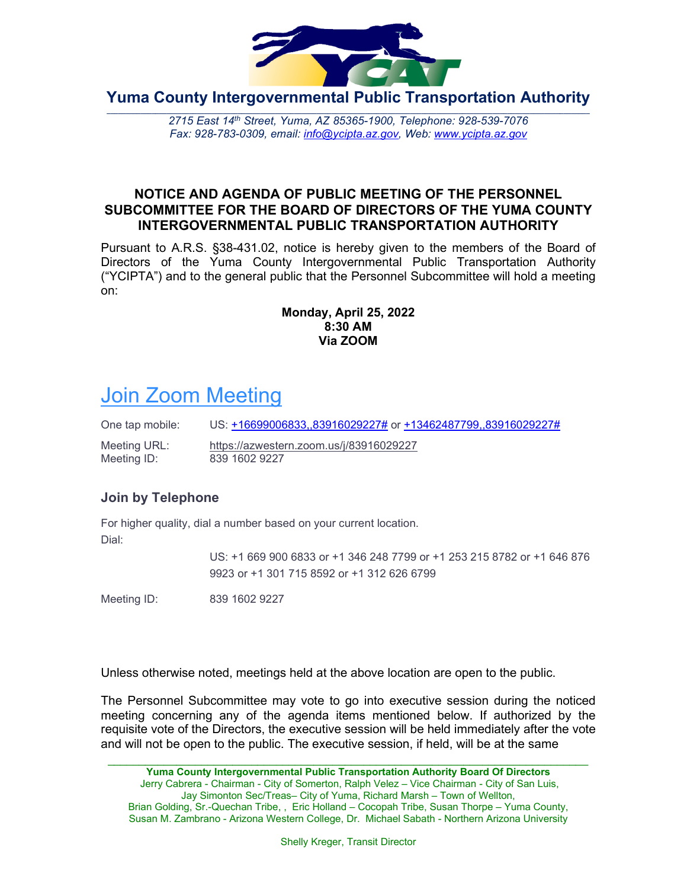# Yuma County Intergovernmental Public Transportation Authority

*2715 East 14th Street, Yuma, AZ 85365-1900, Telephone: 928-539-7076*
*Fax: 928-783-0309, email: info@ycipta.az.gov, Web: www.ycipta.az.gov*

## NOTICE AND AGENDA OF PUBLIC MEETING OF THE PERSONNEL SUBCOMMITTEE FOR THE BOARD OF DIRECTORS OF THE YUMA COUNTY INTERGOVERNMENTAL PUBLIC TRANSPORTATION AUTHORITY

Pursuant to A.R.S. §38-431.02, notice is hereby given to the members of the Board of Directors of the Yuma County Intergovernmental Public Transportation Authority ("YCIPTA") and to the general public that the Personnel Subcommittee will hold a meeting on:

**Monday, April 25, 2022**
**8:30 AM**
**Via ZOOM**

# Join Zoom Meeting

One tap mobile: US: +16699006833,,83916029227# or +13462487799,,83916029227#

Meeting URL: https://azwestern.zoom.us/j/83916029227
Meeting ID: 839 1602 9227

### Join by Telephone

For higher quality, dial a number based on your current location.

Dial:

US: +1 669 900 6833 or +1 346 248 7799 or +1 253 215 8782 or +1 646 876 9923 or +1 301 715 8592 or +1 312 626 6799

Meeting ID: 839 1602 9227

Unless otherwise noted, meetings held at the above location are open to the public.

The Personnel Subcommittee may vote to go into executive session during the noticed meeting concerning any of the agenda items mentioned below. If authorized by the requisite vote of the Directors, the executive session will be held immediately after the vote and will not be open to the public. The executive session, if held, will be at the same

**Yuma County Intergovernmental Public Transportation Authority Board Of Directors**
Jerry Cabrera - Chairman - City of Somerton, Ralph Velez – Vice Chairman - City of San Luis, Jay Simonton Sec/Treas– City of Yuma, Richard Marsh – Town of Wellton, Brian Golding, Sr.-Quechan Tribe, , Eric Holland – Cocopah Tribe, Susan Thorpe – Yuma County, Susan M. Zambrano - Arizona Western College, Dr. Michael Sabath - Northern Arizona University

Shelly Kreger, Transit Director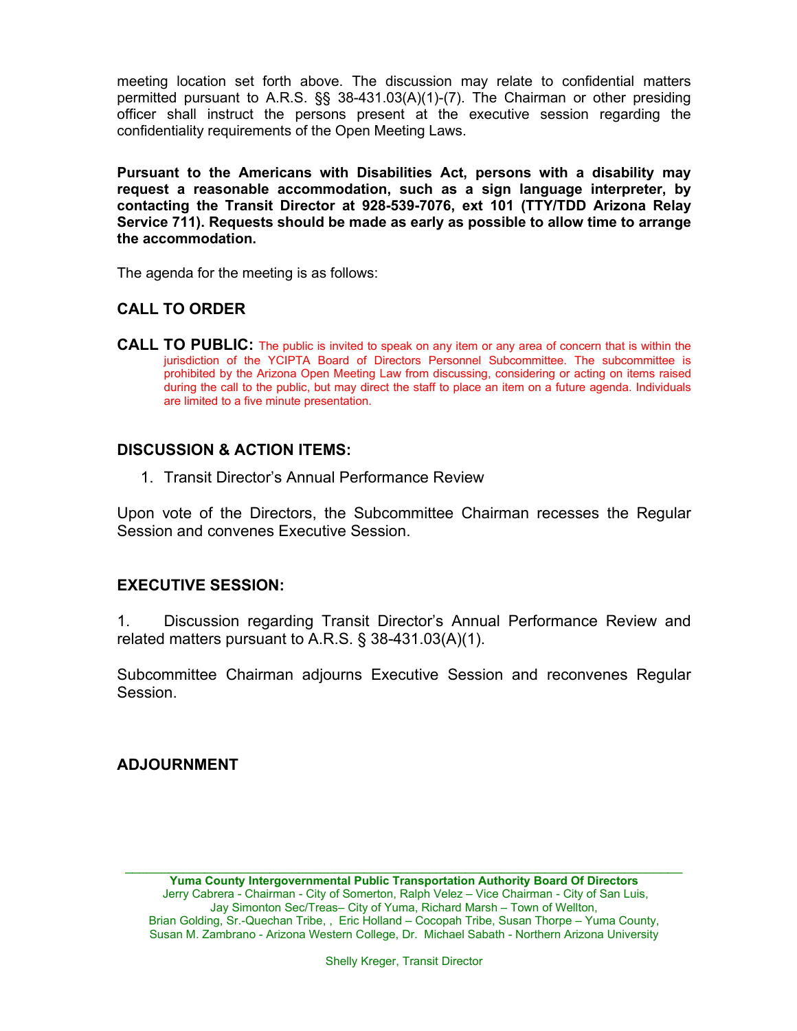meeting location set forth above. The discussion may relate to confidential matters permitted pursuant to A.R.S. §§ 38-431.03(A)(1)-(7). The Chairman or other presiding officer shall instruct the persons present at the executive session regarding the confidentiality requirements of the Open Meeting Laws.

**Pursuant to the Americans with Disabilities Act, persons with a disability may request a reasonable accommodation, such as a sign language interpreter, by contacting the Transit Director at 928-539-7076, ext 101 (TTY/TDD Arizona Relay Service 711). Requests should be made as early as possible to allow time to arrange the accommodation.**

The agenda for the meeting is as follows:

## CALL TO ORDER

**CALL TO PUBLIC:** The public is invited to speak on any item or any area of concern that is within the jurisdiction of the YCIPTA Board of Directors Personnel Subcommittee. The subcommittee is prohibited by the Arizona Open Meeting Law from discussing, considering or acting on items raised during the call to the public, but may direct the staff to place an item on a future agenda. Individuals are limited to a five minute presentation.

## DISCUSSION & ACTION ITEMS:

1. Transit Director's Annual Performance Review

Upon vote of the Directors, the Subcommittee Chairman recesses the Regular Session and convenes Executive Session.

## EXECUTIVE SESSION:

1. Discussion regarding Transit Director's Annual Performance Review and related matters pursuant to A.R.S. § 38-431.03(A)(1).

Subcommittee Chairman adjourns Executive Session and reconvenes Regular Session.

## ADJOURNMENT

**Yuma County Intergovernmental Public Transportation Authority Board Of Directors**
Jerry Cabrera - Chairman - City of Somerton, Ralph Velez – Vice Chairman - City of San Luis,
Jay Simonton Sec/Treas– City of Yuma, Richard Marsh – Town of Wellton,
Brian Golding, Sr.-Quechan Tribe, , Eric Holland – Cocopah Tribe, Susan Thorpe – Yuma County,
Susan M. Zambrano - Arizona Western College, Dr. Michael Sabath - Northern Arizona University

Shelly Kreger, Transit Director